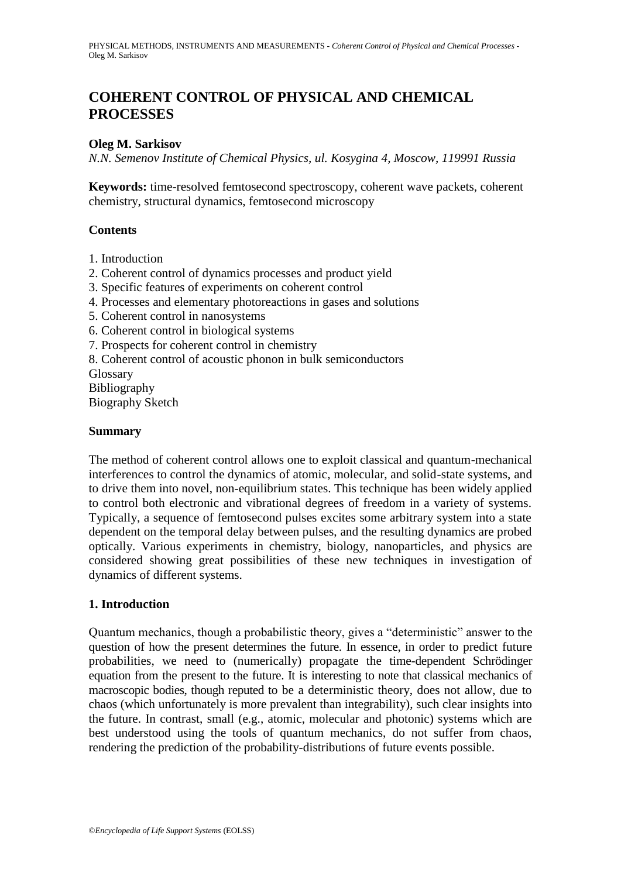# COHERENT CONTROL OF PHYSICAL AND CHEMICAL PROCESSES

**Oleg M. Sarkisov**

*N.N. Semenov Institute of Chemical Physics, ul. Kosygina 4, Moscow, 119991 Russia*

**Keywords:** time-resolved femtosecond spectroscopy, coherent wave packets, coherent chemistry, structural dynamics, femtosecond microscopy

## Contents

1. Introduction
2. Coherent control of dynamics processes and product yield
3. Specific features of experiments on coherent control
4. Processes and elementary photoreactions in gases and solutions
5. Coherent control in nanosystems
6. Coherent control in biological systems
7. Prospects for coherent control in chemistry
8. Coherent control of acoustic phonon in bulk semiconductors

Glossary
Bibliography
Biography Sketch

## Summary

The method of coherent control allows one to exploit classical and quantum-mechanical interferences to control the dynamics of atomic, molecular, and solid-state systems, and to drive them into novel, non-equilibrium states. This technique has been widely applied to control both electronic and vibrational degrees of freedom in a variety of systems. Typically, a sequence of femtosecond pulses excites some arbitrary system into a state dependent on the temporal delay between pulses, and the resulting dynamics are probed optically. Various experiments in chemistry, biology, nanoparticles, and physics are considered showing great possibilities of these new techniques in investigation of dynamics of different systems.

## 1. Introduction

Quantum mechanics, though a probabilistic theory, gives a "deterministic" answer to the question of how the present determines the future. In essence, in order to predict future probabilities, we need to (numerically) propagate the time-dependent Schrödinger equation from the present to the future. It is interesting to note that classical mechanics of macroscopic bodies, though reputed to be a deterministic theory, does not allow, due to chaos (which unfortunately is more prevalent than integrability), such clear insights into the future. In contrast, small (e.g., atomic, molecular and photonic) systems which are best understood using the tools of quantum mechanics, do not suffer from chaos, rendering the prediction of the probability-distributions of future events possible.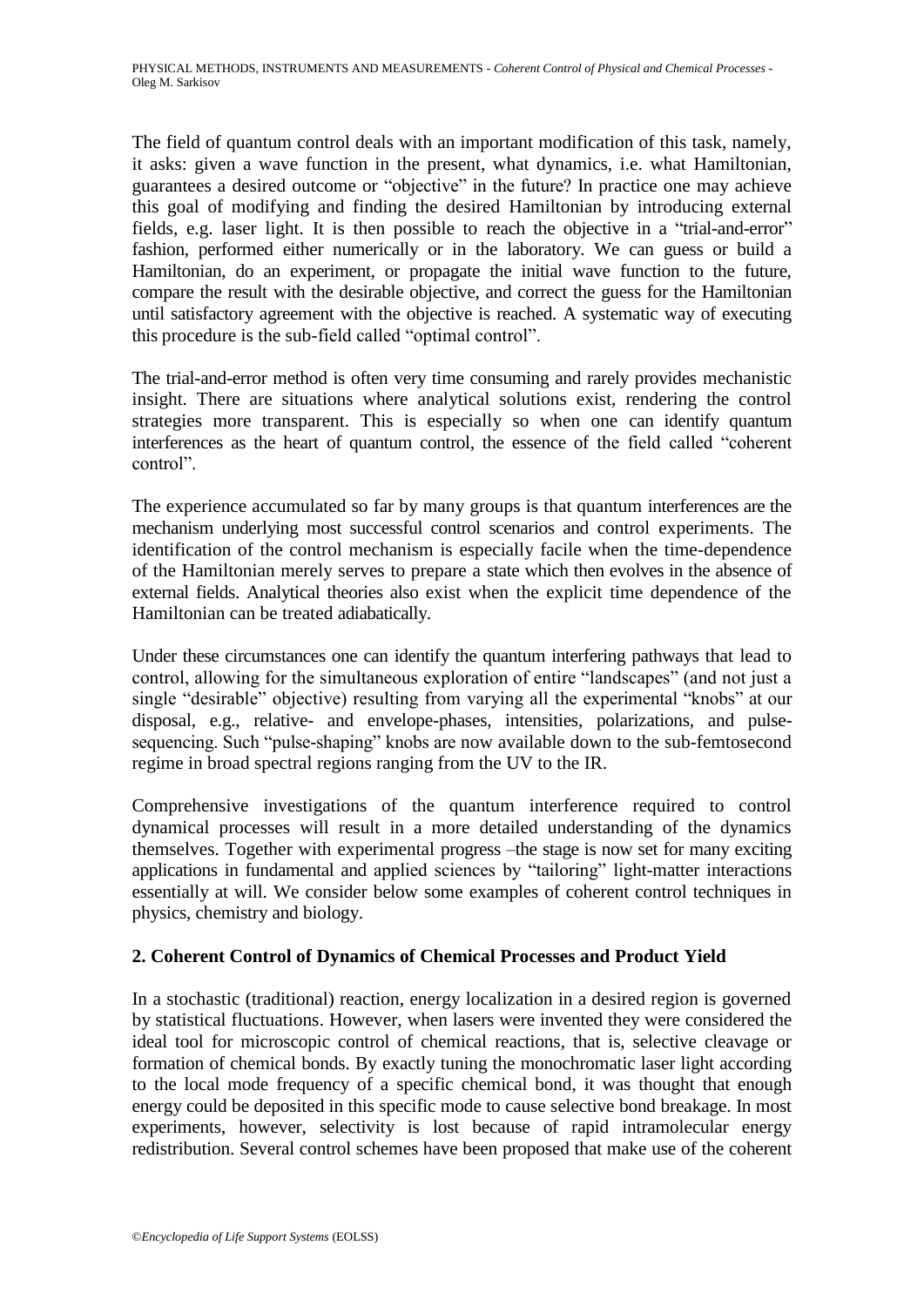The field of quantum control deals with an important modification of this task, namely, it asks: given a wave function in the present, what dynamics, i.e. what Hamiltonian, guarantees a desired outcome or "objective" in the future? In practice one may achieve this goal of modifying and finding the desired Hamiltonian by introducing external fields, e.g. laser light. It is then possible to reach the objective in a "trial-and-error" fashion, performed either numerically or in the laboratory. We can guess or build a Hamiltonian, do an experiment, or propagate the initial wave function to the future, compare the result with the desirable objective, and correct the guess for the Hamiltonian until satisfactory agreement with the objective is reached. A systematic way of executing this procedure is the sub-field called "optimal control".

The trial-and-error method is often very time consuming and rarely provides mechanistic insight. There are situations where analytical solutions exist, rendering the control strategies more transparent. This is especially so when one can identify quantum interferences as the heart of quantum control, the essence of the field called "coherent control".

The experience accumulated so far by many groups is that quantum interferences are the mechanism underlying most successful control scenarios and control experiments. The identification of the control mechanism is especially facile when the time-dependence of the Hamiltonian merely serves to prepare a state which then evolves in the absence of external fields. Analytical theories also exist when the explicit time dependence of the Hamiltonian can be treated adiabatically.

Under these circumstances one can identify the quantum interfering pathways that lead to control, allowing for the simultaneous exploration of entire "landscapes" (and not just a single "desirable" objective) resulting from varying all the experimental "knobs" at our disposal, e.g., relative- and envelope-phases, intensities, polarizations, and pulse-sequencing. Such "pulse-shaping" knobs are now available down to the sub-femtosecond regime in broad spectral regions ranging from the UV to the IR.

Comprehensive investigations of the quantum interference required to control dynamical processes will result in a more detailed understanding of the dynamics themselves. Together with experimental progress –the stage is now set for many exciting applications in fundamental and applied sciences by "tailoring" light-matter interactions essentially at will. We consider below some examples of coherent control techniques in physics, chemistry and biology.

## 2. Coherent Control of Dynamics of Chemical Processes and Product Yield

In a stochastic (traditional) reaction, energy localization in a desired region is governed by statistical fluctuations. However, when lasers were invented they were considered the ideal tool for microscopic control of chemical reactions, that is, selective cleavage or formation of chemical bonds. By exactly tuning the monochromatic laser light according to the local mode frequency of a specific chemical bond, it was thought that enough energy could be deposited in this specific mode to cause selective bond breakage. In most experiments, however, selectivity is lost because of rapid intramolecular energy redistribution. Several control schemes have been proposed that make use of the coherent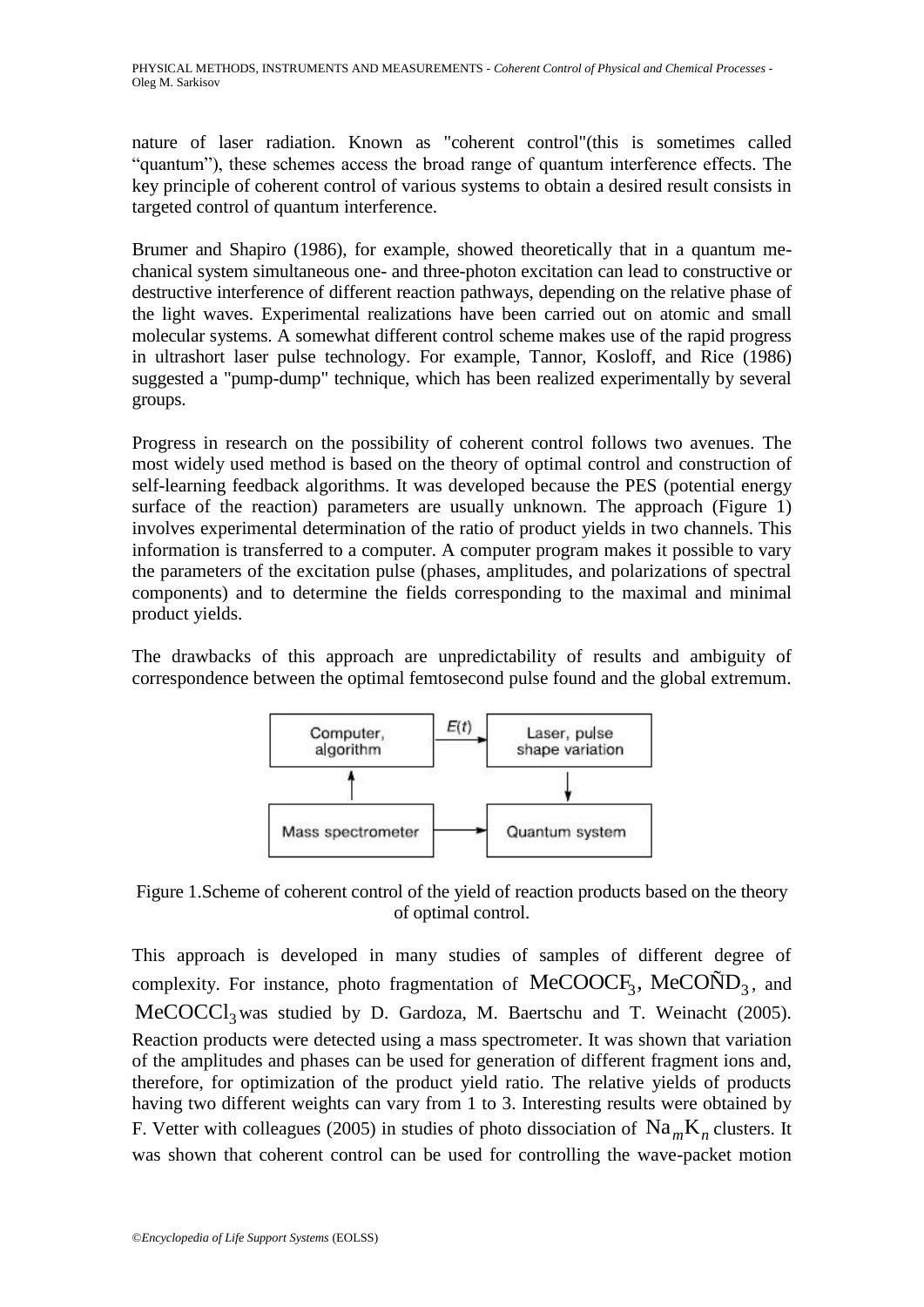nature of laser radiation. Known as "coherent control"(this is sometimes called "quantum"), these schemes access the broad range of quantum interference effects. The key principle of coherent control of various systems to obtain a desired result consists in targeted control of quantum interference.

Brumer and Shapiro (1986), for example, showed theoretically that in a quantum mechanical system simultaneous one- and three-photon excitation can lead to constructive or destructive interference of different reaction pathways, depending on the relative phase of the light waves. Experimental realizations have been carried out on atomic and small molecular systems. A somewhat different control scheme makes use of the rapid progress in ultrashort laser pulse technology. For example, Tannor, Kosloff, and Rice (1986) suggested a "pump-dump" technique, which has been realized experimentally by several groups.

Progress in research on the possibility of coherent control follows two avenues. The most widely used method is based on the theory of optimal control and construction of self-learning feedback algorithms. It was developed because the PES (potential energy surface of the reaction) parameters are usually unknown. The approach (Figure 1) involves experimental determination of the ratio of product yields in two channels. This information is transferred to a computer. A computer program makes it possible to vary the parameters of the excitation pulse (phases, amplitudes, and polarizations of spectral components) and to determine the fields corresponding to the maximal and minimal product yields.

The drawbacks of this approach are unpredictability of results and ambiguity of correspondence between the optimal femtosecond pulse found and the global extremum.

Computer, algorithm → $E(t)$ → Laser, pulse shape variation → Quantum system ← Mass spectrometer → Computer, algorithm

Figure 1.Scheme of coherent control of the yield of reaction products based on the theory of optimal control.

This approach is developed in many studies of samples of different degree of complexity. For instance, photo fragmentation of $MeCOOCF_3$, $MeCOÑD_3$, and $MeCOCCl_3$ was studied by D. Gardoza, M. Baertschu and T. Weinacht (2005). Reaction products were detected using a mass spectrometer. It was shown that variation of the amplitudes and phases can be used for generation of different fragment ions and, therefore, for optimization of the product yield ratio. The relative yields of products having two different weights can vary from 1 to 3. Interesting results were obtained by F. Vetter with colleagues (2005) in studies of photo dissociation of $Na_mK_n$ clusters. It was shown that coherent control can be used for controlling the wave-packet motion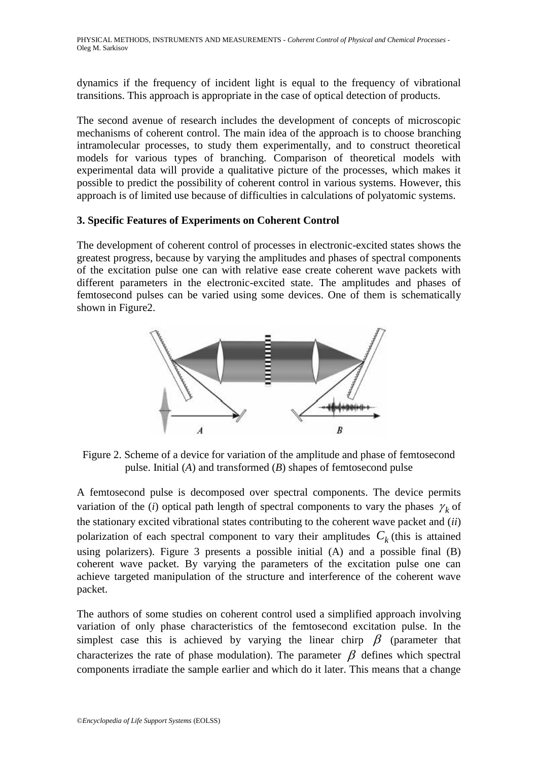dynamics if the frequency of incident light is equal to the frequency of vibrational transitions. This approach is appropriate in the case of optical detection of products.

The second avenue of research includes the development of concepts of microscopic mechanisms of coherent control. The main idea of the approach is to choose branching intramolecular processes, to study them experimentally, and to construct theoretical models for various types of branching. Comparison of theoretical models with experimental data will provide a qualitative picture of the processes, which makes it possible to predict the possibility of coherent control in various systems. However, this approach is of limited use because of difficulties in calculations of polyatomic systems.

### 3. Specific Features of Experiments on Coherent Control

The development of coherent control of processes in electronic-excited states shows the greatest progress, because by varying the amplitudes and phases of spectral components of the excitation pulse one can with relative ease create coherent wave packets with different parameters in the electronic-excited state. The amplitudes and phases of femtosecond pulses can be varied using some devices. One of them is schematically shown in Figure2.

Figure 2. Scheme of a device for variation of the amplitude and phase of femtosecond pulse. Initial (*A*) and transformed (*B*) shapes of femtosecond pulse

A femtosecond pulse is decomposed over spectral components. The device permits variation of the (*i*) optical path length of spectral components to vary the phases $\gamma_k$ of the stationary excited vibrational states contributing to the coherent wave packet and (*ii*) polarization of each spectral component to vary their amplitudes $C_k$ (this is attained using polarizers). Figure 3 presents a possible initial (A) and a possible final (B) coherent wave packet. By varying the parameters of the excitation pulse one can achieve targeted manipulation of the structure and interference of the coherent wave packet.

The authors of some studies on coherent control used a simplified approach involving variation of only phase characteristics of the femtosecond excitation pulse. In the simplest case this is achieved by varying the linear chirp $\beta$ (parameter that characterizes the rate of phase modulation). The parameter $\beta$ defines which spectral components irradiate the sample earlier and which do it later. This means that a change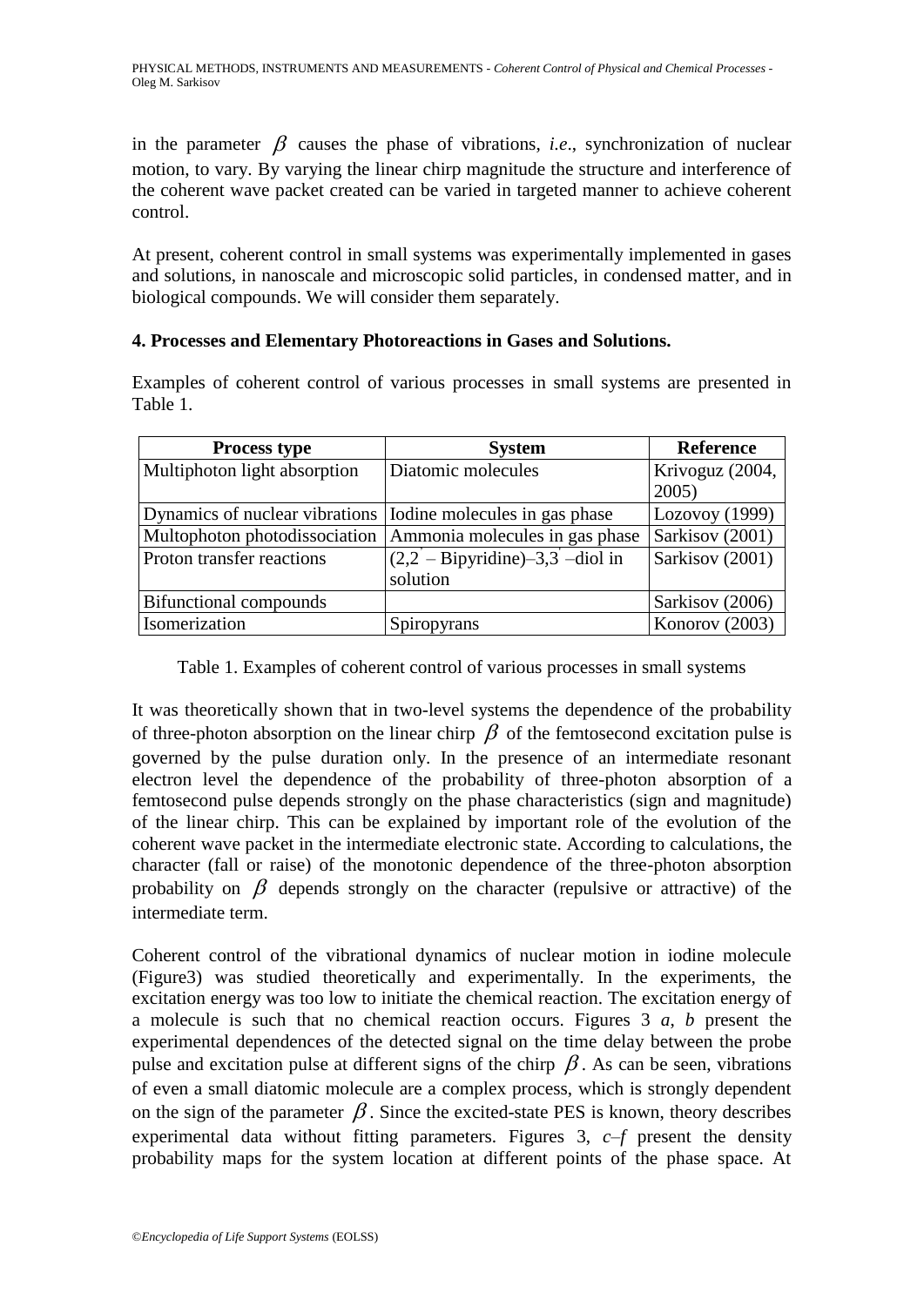in the parameter $\beta$ causes the phase of vibrations, *i.e*., synchronization of nuclear motion, to vary. By varying the linear chirp magnitude the structure and interference of the coherent wave packet created can be varied in targeted manner to achieve coherent control.

At present, coherent control in small systems was experimentally implemented in gases and solutions, in nanoscale and microscopic solid particles, in condensed matter, and in biological compounds. We will consider them separately.

### 4. Processes and Elementary Photoreactions in Gases and Solutions.

Examples of coherent control of various processes in small systems are presented in Table 1.

| Process type | System | Reference |
|---|---|---|
| Multiphoton light absorption | Diatomic molecules | Krivoguz (2004, 2005) |
| Dynamics of nuclear vibrations | Iodine molecules in gas phase | Lozovoy (1999) |
| Multophoton photodissociation | Ammonia molecules in gas phase | Sarkisov (2001) |
| Proton transfer reactions | (2,2′ – Bipyridine)–3,3′ –diol in solution | Sarkisov (2001) |
| Bifunctional compounds | | Sarkisov (2006) |
| Isomerization | Spiropyrans | Konorov (2003) |

Table 1. Examples of coherent control of various processes in small systems

It was theoretically shown that in two-level systems the dependence of the probability of three-photon absorption on the linear chirp $\beta$ of the femtosecond excitation pulse is governed by the pulse duration only. In the presence of an intermediate resonant electron level the dependence of the probability of three-photon absorption of a femtosecond pulse depends strongly on the phase characteristics (sign and magnitude) of the linear chirp. This can be explained by important role of the evolution of the coherent wave packet in the intermediate electronic state. According to calculations, the character (fall or raise) of the monotonic dependence of the three-photon absorption probability on $\beta$ depends strongly on the character (repulsive or attractive) of the intermediate term.

Coherent control of the vibrational dynamics of nuclear motion in iodine molecule (Figure3) was studied theoretically and experimentally. In the experiments, the excitation energy was too low to initiate the chemical reaction. The excitation energy of a molecule is such that no chemical reaction occurs. Figures 3 *a*, *b* present the experimental dependences of the detected signal on the time delay between the probe pulse and excitation pulse at different signs of the chirp $\beta$. As can be seen, vibrations of even a small diatomic molecule are a complex process, which is strongly dependent on the sign of the parameter $\beta$. Since the excited-state PES is known, theory describes experimental data without fitting parameters. Figures 3, *c*–*f* present the density probability maps for the system location at different points of the phase space. At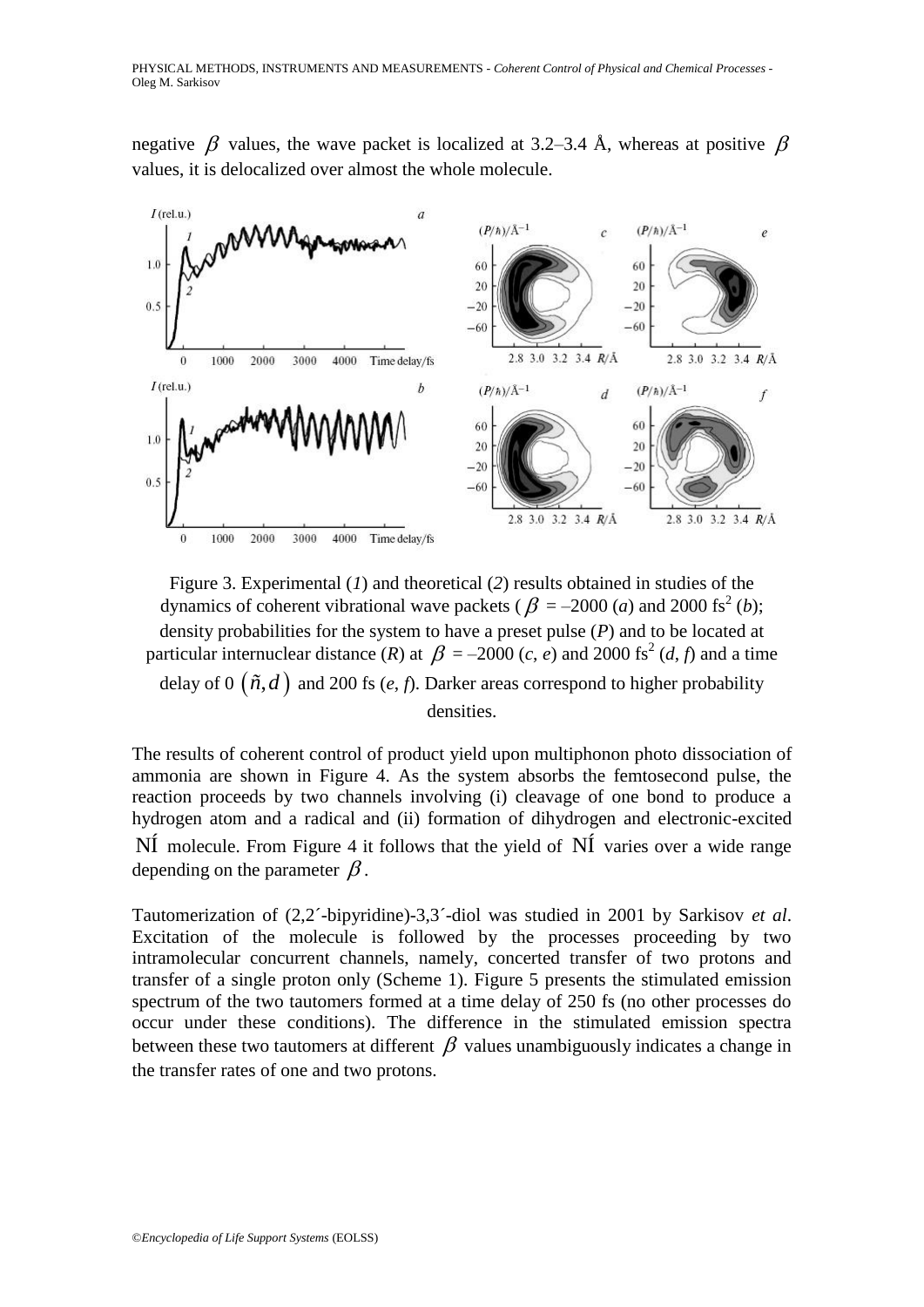negative $\beta$ values, the wave packet is localized at 3.2–3.4 Å, whereas at positive $\beta$ values, it is delocalized over almost the whole molecule.

Figure 3. Experimental (*1*) and theoretical (*2*) results obtained in studies of the dynamics of coherent vibrational wave packets ( $\beta$ = –2000 (*a*) and 2000 fs$^2$ (*b*); density probabilities for the system to have a preset pulse (*P*) and to be located at particular internuclear distance (*R*) at $\beta$ = –2000 (*c*, *e*) and 2000 fs$^2$ (*d*, *f*) and a time delay of 0 $(\tilde{n}, d)$ and 200 fs (*e*, *f*). Darker areas correspond to higher probability densities.

The results of coherent control of product yield upon multiphonon photo dissociation of ammonia are shown in Figure 4. As the system absorbs the femtosecond pulse, the reaction proceeds by two channels involving (i) cleavage of one bond to produce a hydrogen atom and a radical and (ii) formation of dihydrogen and electronic-excited NÍ molecule. From Figure 4 it follows that the yield of NÍ varies over a wide range depending on the parameter $\beta$.

Tautomerization of (2,2´-bipyridine)-3,3´-diol was studied in 2001 by Sarkisov *et al*. Excitation of the molecule is followed by the processes proceeding by two intramolecular concurrent channels, namely, concerted transfer of two protons and transfer of a single proton only (Scheme 1). Figure 5 presents the stimulated emission spectrum of the two tautomers formed at a time delay of 250 fs (no other processes do occur under these conditions). The difference in the stimulated emission spectra between these two tautomers at different $\beta$ values unambiguously indicates a change in the transfer rates of one and two protons.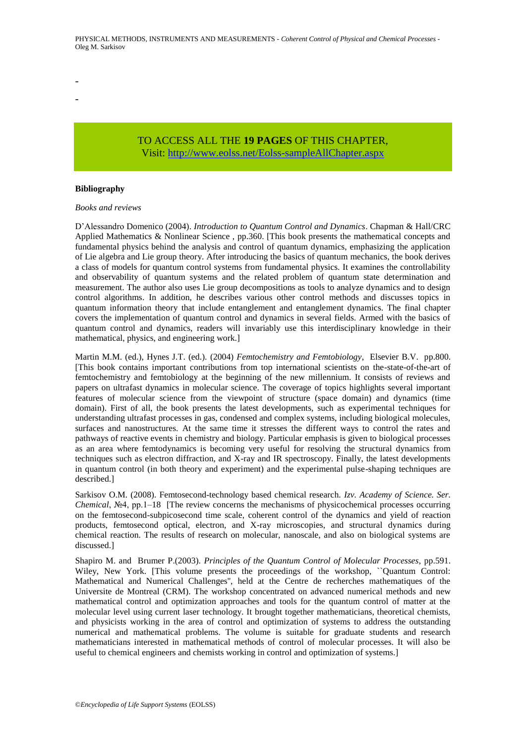-

-

TO ACCESS ALL THE **19 PAGES** OF THIS CHAPTER,
Visit: http://www.eolss.net/Eolss-sampleAllChapter.aspx

#### Bibliography

*Books and reviews*

D'Alessandro Domenico (2004). *Introduction to Quantum Control and Dynamics*. Chapman & Hall/CRC Applied Mathematics & Nonlinear Science , pp.360. [This book presents the mathematical concepts and fundamental physics behind the analysis and control of quantum dynamics, emphasizing the application of Lie algebra and Lie group theory. After introducing the basics of quantum mechanics, the book derives a class of models for quantum control systems from fundamental physics. It examines the controllability and observability of quantum systems and the related problem of quantum state determination and measurement. The author also uses Lie group decompositions as tools to analyze dynamics and to design control algorithms. In addition, he describes various other control methods and discusses topics in quantum information theory that include entanglement and entanglement dynamics. The final chapter covers the implementation of quantum control and dynamics in several fields. Armed with the basics of quantum control and dynamics, readers will invariably use this interdisciplinary knowledge in their mathematical, physics, and engineering work.]

Martin M.M. (ed.), Hynes J.T. (ed.). (2004) *Femtochemistry and Femtobiology*, Elsevier B.V. pp.800. [This book contains important contributions from top international scientists on the-state-of-the-art of femtochemistry and femtobiology at the beginning of the new millennium. It consists of reviews and papers on ultrafast dynamics in molecular science. The coverage of topics highlights several important features of molecular science from the viewpoint of structure (space domain) and dynamics (time domain). First of all, the book presents the latest developments, such as experimental techniques for understanding ultrafast processes in gas, condensed and complex systems, including biological molecules, surfaces and nanostructures. At the same time it stresses the different ways to control the rates and pathways of reactive events in chemistry and biology. Particular emphasis is given to biological processes as an area where femtodynamics is becoming very useful for resolving the structural dynamics from techniques such as electron diffraction, and X-ray and IR spectroscopy. Finally, the latest developments in quantum control (in both theory and experiment) and the experimental pulse-shaping techniques are described.]

Sarkisov O.M. (2008). Femtosecond-technology based chemical research. *Izv. Academy of Science. Ser. Chemical*, №4, pp.1–18 [The review concerns the mechanisms of physicochemical processes occurring on the femtosecond-subpicosecond time scale, coherent control of the dynamics and yield of reaction products, femtosecond optical, electron, and X-ray microscopies, and structural dynamics during chemical reaction. The results of research on molecular, nanoscale, and also on biological systems are discussed.]

Shapiro M. and Brumer P.(2003). *Principles of the Quantum Control of Molecular Processes*, pp.591. Wiley, New York. [This volume presents the proceedings of the workshop, ``Quantum Control: Mathematical and Numerical Challenges'', held at the Centre de recherches mathematiques of the Universite de Montreal (CRM). The workshop concentrated on advanced numerical methods and new mathematical control and optimization approaches and tools for the quantum control of matter at the molecular level using current laser technology. It brought together mathematicians, theoretical chemists, and physicists working in the area of control and optimization of systems to address the outstanding numerical and mathematical problems. The volume is suitable for graduate students and research mathematicians interested in mathematical methods of control of molecular processes. It will also be useful to chemical engineers and chemists working in control and optimization of systems.]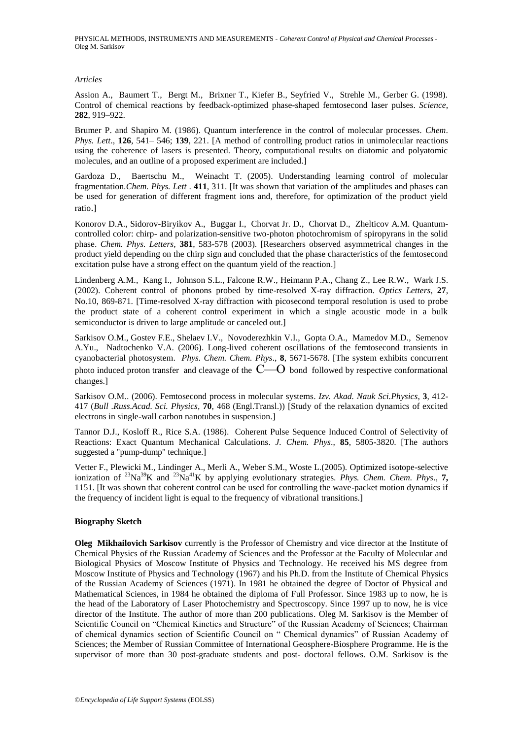*Articles*

Assion A., Baumert T., Bergt M., Brixner T., Kiefer B., Seyfried V., Strehle M., Gerber G. (1998). Control of chemical reactions by feedback-optimized phase-shaped femtosecond laser pulses. *Science*, **282**, 919–922.

Brumer P. and Shapiro M. (1986). Quantum interference in the control of molecular processes. *Chem. Phys. Lett*., **126**, 541– 546; **139**, 221. [A method of controlling product ratios in unimolecular reactions using the coherence of lasers is presented. Theory, computational results on diatomic and polyatomic molecules, and an outline of a proposed experiment are included.]

Gardoza D., Baertschu M., Weinacht T. (2005). Understanding learning control of molecular fragmentation.*Chem. Phys. Lett* . **411**, 311. [It was shown that variation of the amplitudes and phases can be used for generation of different fragment ions and, therefore, for optimization of the product yield ratio.]

Konorov D.A., Sidorov-Biryikov A., Buggar I., Chorvat Jr. D., Chorvat D., Zhelticov A.M. Quantum-controlled color: chirp- and polarization-sensitive two-photon photochromism of spiropyrans in the solid phase. *Chem. Phys. Letters*, **381**, 583-578 (2003). [Researchers observed asymmetrical changes in the product yield depending on the chirp sign and concluded that the phase characteristics of the femtosecond excitation pulse have a strong effect on the quantum yield of the reaction.]

Lindenberg A.M., Kang I., Johnson S.L., Falcone R.W., Heimann P.A., Chang Z., Lee R.W., Wark J.S. (2002). Coherent control of phonons probed by time-resolved X-ray diffraction. *Optics Letters*, **27**, No.10, 869-871. [Time-resolved X-ray diffraction with picosecond temporal resolution is used to probe the product state of a coherent control experiment in which a single acoustic mode in a bulk semiconductor is driven to large amplitude or canceled out.]

Sarkisov O.M., Gostev F.E., Shelaev I.V., Novoderezhkin V.I., Gopta O.A., Mamedov M.D., Semenov A.Yu., Nadtochenko V.A. (2006). Long-lived coherent oscillations of the femtosecond transients in cyanobacterial photosystem. *Phys. Chem. Chem. Phys*., **8**, 5671-5678. [The system exhibits concurrent photo induced proton transfer and cleavage of the C—O bond followed by respective conformational changes.]

Sarkisov O.M.. (2006). Femtosecond process in molecular systems. *Izv. Akad. Nauk Sci.Physics*, **3**, 412-417 (*Bull .Russ.Acad. Sci. Physics*, **70**, 468 (Engl.Transl.)) [Study of the relaxation dynamics of excited electrons in single-wall carbon nanotubes in suspension.]

Tannor D.J., Kosloff R., Rice S.A. (1986). Coherent Pulse Sequence Induced Control of Selectivity of Reactions: Exact Quantum Mechanical Calculations. *J. Chem. Phys*., **85**, 5805-3820. [The authors suggested a "pump-dump" technique.]

Vetter F., Plewicki M., Lindinger A., Merli A., Weber S.M., Woste L.(2005). Optimized isotope-selective ionization of $^{23}Na^{39}K$ and $^{23}Na^{41}K$ by applying evolutionary strategies. *Phys. Chem. Chem. Phys*., **7,** 1151. [It was shown that coherent control can be used for controlling the wave-packet motion dynamics if the frequency of incident light is equal to the frequency of vibrational transitions.]

**Biography Sketch**

**Oleg Mikhailovich Sarkisov** currently is the Professor of Chemistry and vice director at the Institute of Chemical Physics of the Russian Academy of Sciences and the Professor at the Faculty of Molecular and Biological Physics of Moscow Institute of Physics and Technology. He received his MS degree from Moscow Institute of Physics and Technology (1967) and his Ph.D. from the Institute of Chemical Physics of the Russian Academy of Sciences (1971). In 1981 he obtained the degree of Doctor of Physical and Mathematical Sciences, in 1984 he obtained the diploma of Full Professor. Since 1983 up to now, he is the head of the Laboratory of Laser Photochemistry and Spectroscopy. Since 1997 up to now, he is vice director of the Institute. The author of more than 200 publications. Oleg M. Sarkisov is the Member of Scientific Council on "Chemical Kinetics and Structure" of the Russian Academy of Sciences; Chairman of chemical dynamics section of Scientific Council on " Chemical dynamics" of Russian Academy of Sciences; the Member of Russian Committee of International Geosphere-Biosphere Programme. He is the supervisor of more than 30 post-graduate students and post- doctoral fellows. O.M. Sarkisov is the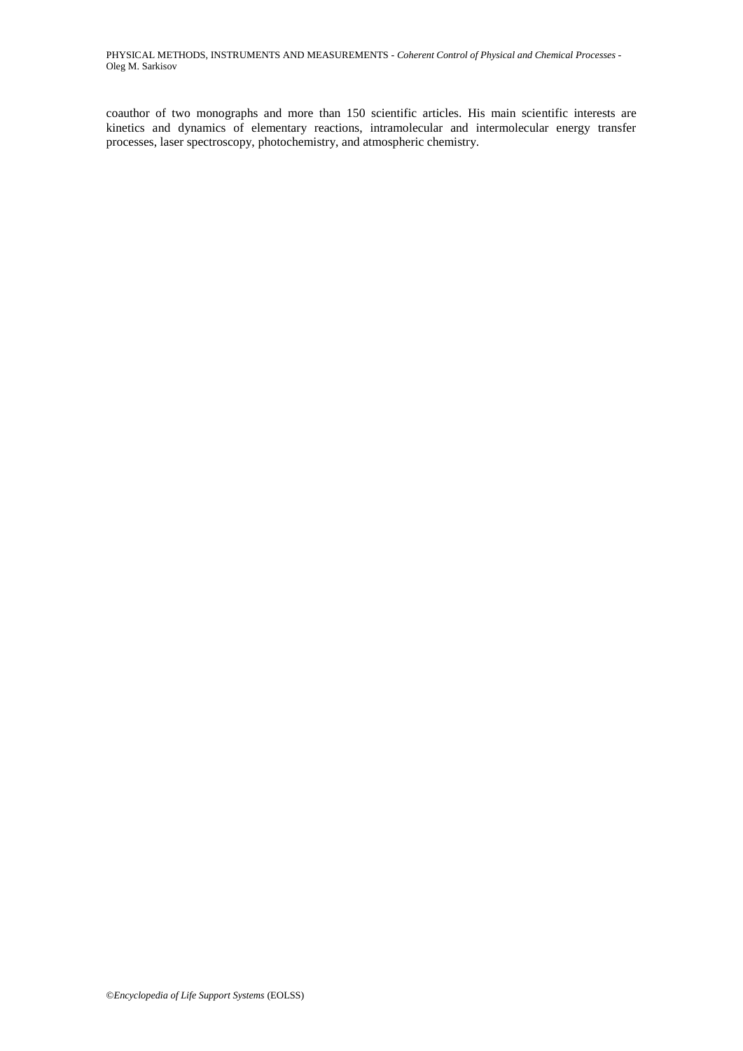coauthor of two monographs and more than 150 scientific articles. His main scientific interests are kinetics and dynamics of elementary reactions, intramolecular and intermolecular energy transfer processes, laser spectroscopy, photochemistry, and atmospheric chemistry.